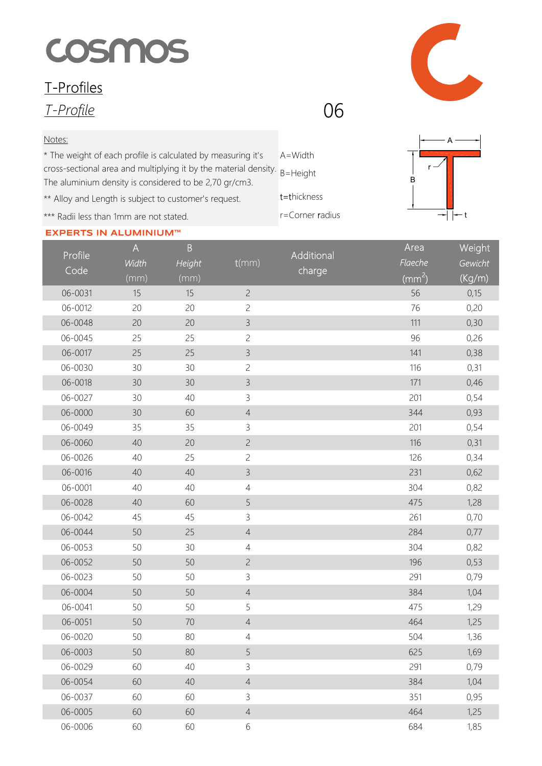# cosmos

## T-Profiles

*T-Profile*

06

Notes:

* The weight of each profile is calculated by measuring it's cross-sectional area and multiplying it by the material density. The aluminium density is considered to be 2,70 gr/cm3.

** Alloy and Length is subject to customer's request.

*** Radii less than 1mm are not stated.

A=Width

B=Height

t=thickness

r=Corner radius

EXPERTS IN ALUMINIUM™

| Profile Code | A *Width* (mm) | B *Height* (mm) | t(mm) | Additional charge | Area *Flaeche* ($mm^2$) | Weight *Gewicht* (Kg/m) |
|---|---|---|---|---|---|---|
| 06-0031 | 15 | 15 | 2 | | 56 | 0,15 |
| 06-0012 | 20 | 20 | 2 | | 76 | 0,20 |
| 06-0048 | 20 | 20 | 3 | | 111 | 0,30 |
| 06-0045 | 25 | 25 | 2 | | 96 | 0,26 |
| 06-0017 | 25 | 25 | 3 | | 141 | 0,38 |
| 06-0030 | 30 | 30 | 2 | | 116 | 0,31 |
| 06-0018 | 30 | 30 | 3 | | 171 | 0,46 |
| 06-0027 | 30 | 40 | 3 | | 201 | 0,54 |
| 06-0000 | 30 | 60 | 4 | | 344 | 0,93 |
| 06-0049 | 35 | 35 | 3 | | 201 | 0,54 |
| 06-0060 | 40 | 20 | 2 | | 116 | 0,31 |
| 06-0026 | 40 | 25 | 2 | | 126 | 0,34 |
| 06-0016 | 40 | 40 | 3 | | 231 | 0,62 |
| 06-0001 | 40 | 40 | 4 | | 304 | 0,82 |
| 06-0028 | 40 | 60 | 5 | | 475 | 1,28 |
| 06-0042 | 45 | 45 | 3 | | 261 | 0,70 |
| 06-0044 | 50 | 25 | 4 | | 284 | 0,77 |
| 06-0053 | 50 | 30 | 4 | | 304 | 0,82 |
| 06-0052 | 50 | 50 | 2 | | 196 | 0,53 |
| 06-0023 | 50 | 50 | 3 | | 291 | 0,79 |
| 06-0004 | 50 | 50 | 4 | | 384 | 1,04 |
| 06-0041 | 50 | 50 | 5 | | 475 | 1,29 |
| 06-0051 | 50 | 70 | 4 | | 464 | 1,25 |
| 06-0020 | 50 | 80 | 4 | | 504 | 1,36 |
| 06-0003 | 50 | 80 | 5 | | 625 | 1,69 |
| 06-0029 | 60 | 40 | 3 | | 291 | 0,79 |
| 06-0054 | 60 | 40 | 4 | | 384 | 1,04 |
| 06-0037 | 60 | 60 | 3 | | 351 | 0,95 |
| 06-0005 | 60 | 60 | 4 | | 464 | 1,25 |
| 06-0006 | 60 | 60 | 6 | | 684 | 1,85 |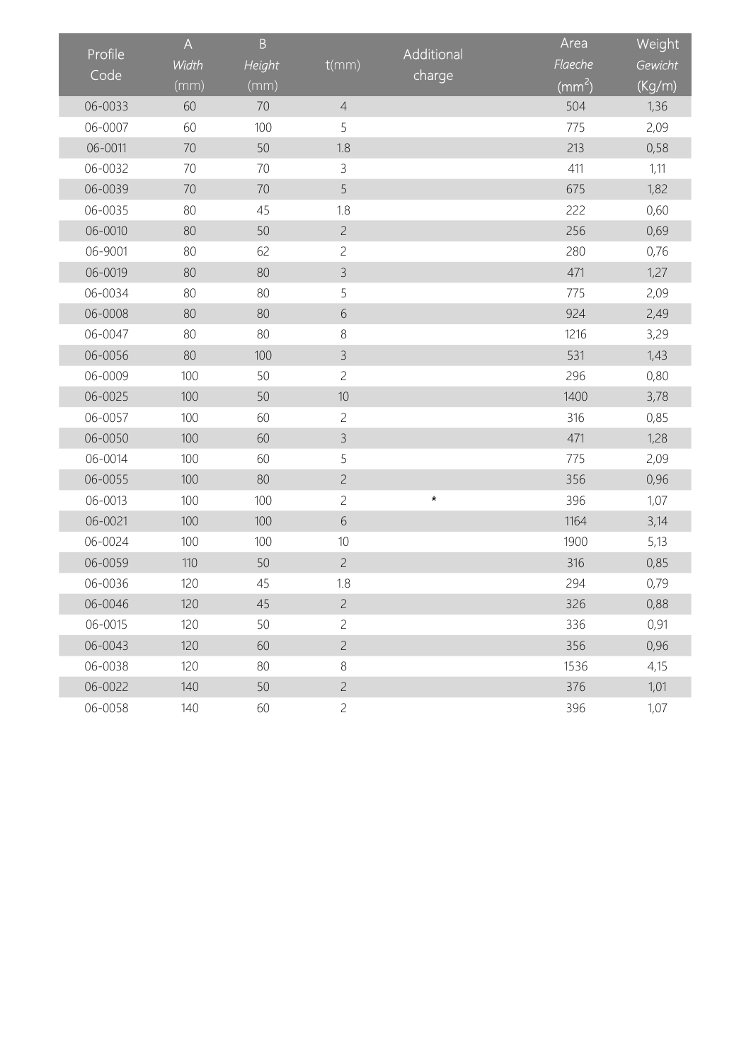| Profile Code | A *Width* (mm) | B *Height* (mm) | t(mm) | Additional charge | Area *Flaeche* ($mm^2$) | Weight *Gewicht* (Kg/m) |
|---|---|---|---|---|---|---|
| 06-0033 | 60 | 70 | 4 | | 504 | 1,36 |
| 06-0007 | 60 | 100 | 5 | | 775 | 2,09 |
| 06-0011 | 70 | 50 | 1.8 | | 213 | 0,58 |
| 06-0032 | 70 | 70 | 3 | | 411 | 1,11 |
| 06-0039 | 70 | 70 | 5 | | 675 | 1,82 |
| 06-0035 | 80 | 45 | 1.8 | | 222 | 0,60 |
| 06-0010 | 80 | 50 | 2 | | 256 | 0,69 |
| 06-9001 | 80 | 62 | 2 | | 280 | 0,76 |
| 06-0019 | 80 | 80 | 3 | | 471 | 1,27 |
| 06-0034 | 80 | 80 | 5 | | 775 | 2,09 |
| 06-0008 | 80 | 80 | 6 | | 924 | 2,49 |
| 06-0047 | 80 | 80 | 8 | | 1216 | 3,29 |
| 06-0056 | 80 | 100 | 3 | | 531 | 1,43 |
| 06-0009 | 100 | 50 | 2 | | 296 | 0,80 |
| 06-0025 | 100 | 50 | 10 | | 1400 | 3,78 |
| 06-0057 | 100 | 60 | 2 | | 316 | 0,85 |
| 06-0050 | 100 | 60 | 3 | | 471 | 1,28 |
| 06-0014 | 100 | 60 | 5 | | 775 | 2,09 |
| 06-0055 | 100 | 80 | 2 | | 356 | 0,96 |
| 06-0013 | 100 | 100 | 2 | * | 396 | 1,07 |
| 06-0021 | 100 | 100 | 6 | | 1164 | 3,14 |
| 06-0024 | 100 | 100 | 10 | | 1900 | 5,13 |
| 06-0059 | 110 | 50 | 2 | | 316 | 0,85 |
| 06-0036 | 120 | 45 | 1.8 | | 294 | 0,79 |
| 06-0046 | 120 | 45 | 2 | | 326 | 0,88 |
| 06-0015 | 120 | 50 | 2 | | 336 | 0,91 |
| 06-0043 | 120 | 60 | 2 | | 356 | 0,96 |
| 06-0038 | 120 | 80 | 8 | | 1536 | 4,15 |
| 06-0022 | 140 | 50 | 2 | | 376 | 1,01 |
| 06-0058 | 140 | 60 | 2 | | 396 | 1,07 |